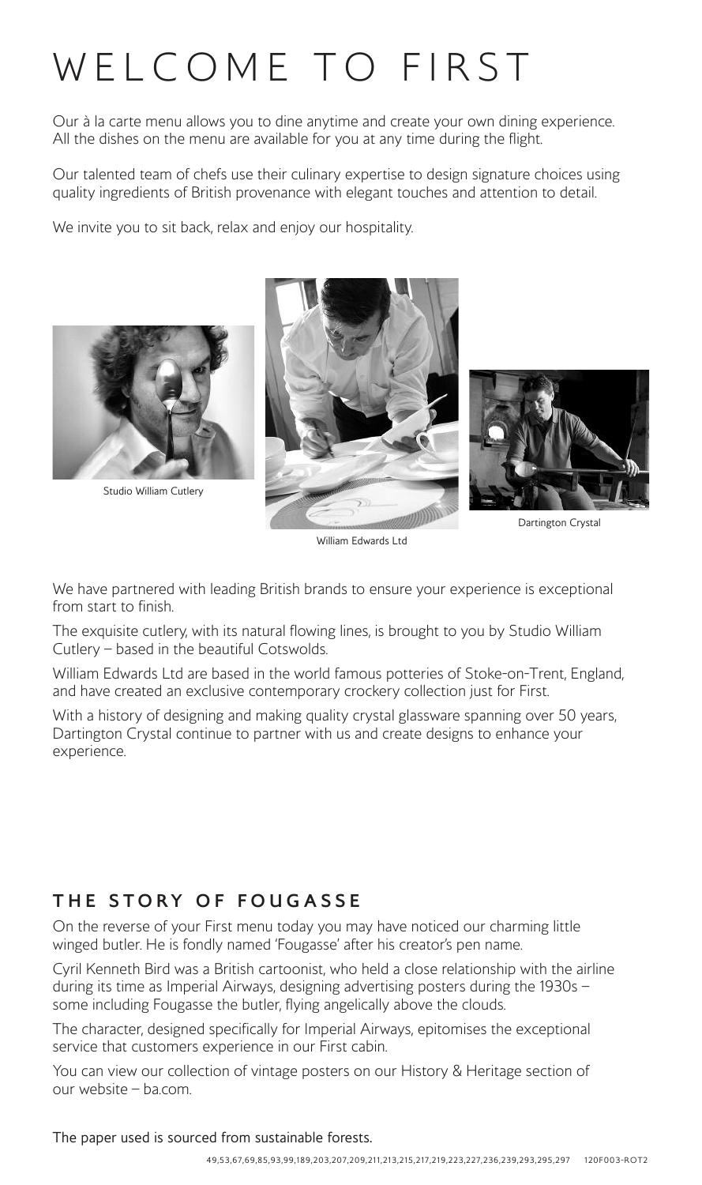# WELCOME TO FIRST

Our à la carte menu allows you to dine anytime and create your own dining experience. All the dishes on the menu are available for you at any time during the flight.

Our talented team of chefs use their culinary expertise to design signature choices using quality ingredients of British provenance with elegant touches and attention to detail.

We invite you to sit back, relax and enjoy our hospitality.

Studio William Cutlery

William Edwards Ltd

Dartington Crystal

We have partnered with leading British brands to ensure your experience is exceptional from start to finish.

The exquisite cutlery, with its natural flowing lines, is brought to you by Studio William Cutlery – based in the beautiful Cotswolds.

William Edwards Ltd are based in the world famous potteries of Stoke-on-Trent, England, and have created an exclusive contemporary crockery collection just for First.

With a history of designing and making quality crystal glassware spanning over 50 years, Dartington Crystal continue to partner with us and create designs to enhance your experience.

## THE STORY OF FOUGASSE

On the reverse of your First menu today you may have noticed our charming little winged butler. He is fondly named 'Fougasse' after his creator's pen name.

Cyril Kenneth Bird was a British cartoonist, who held a close relationship with the airline during its time as Imperial Airways, designing advertising posters during the 1930s – some including Fougasse the butler, flying angelically above the clouds.

The character, designed specifically for Imperial Airways, epitomises the exceptional service that customers experience in our First cabin.

You can view our collection of vintage posters on our History & Heritage section of our website – ba.com.

The paper used is sourced from sustainable forests.

49,53,67,69,85,93,99,189,203,207,209,211,213,215,217,219,223,227,236,239,293,295,297 120F003-ROT2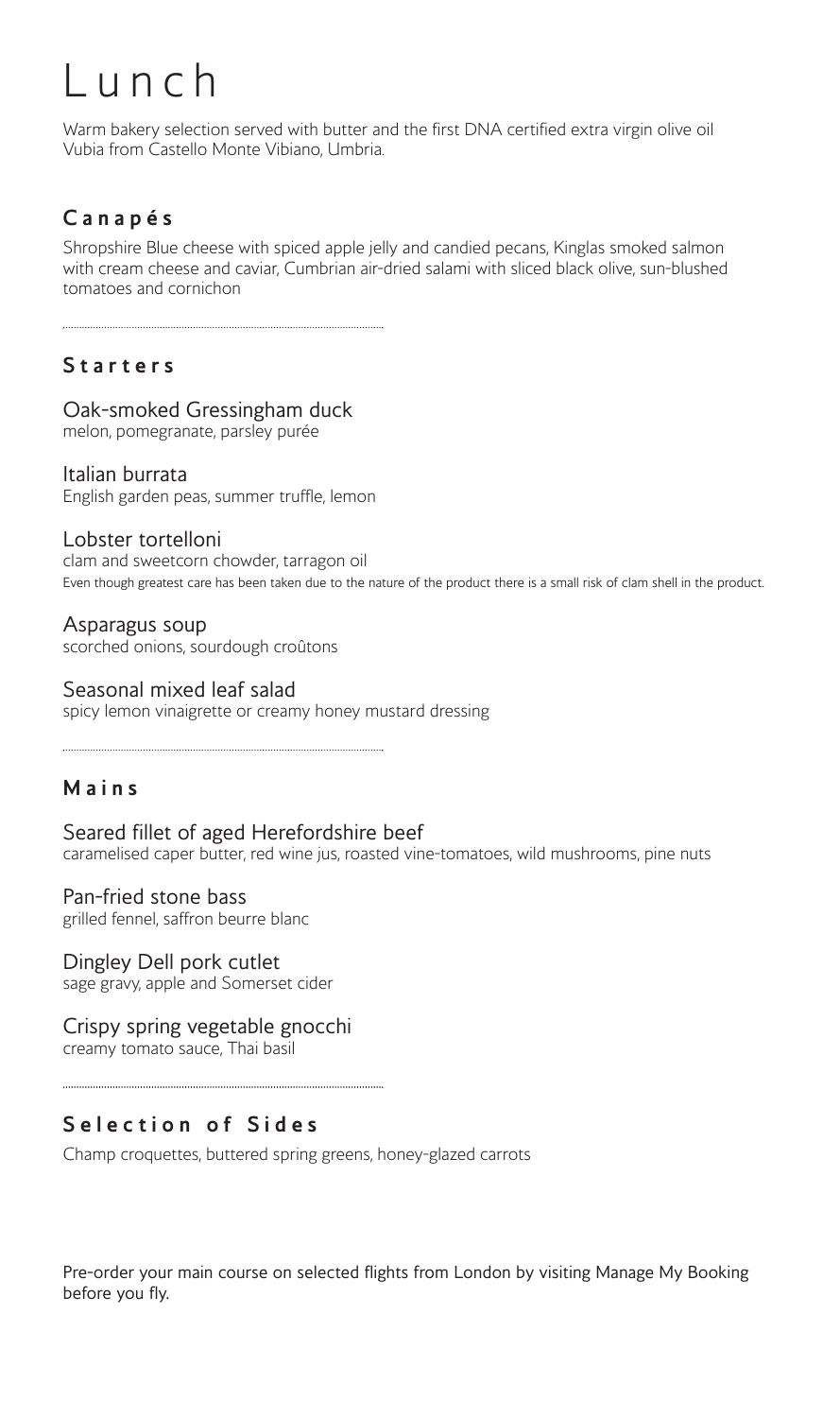# Lunch

Warm bakery selection served with butter and the first DNA certified extra virgin olive oil Vubia from Castello Monte Vibiano, Umbria.

## Canapés

Shropshire Blue cheese with spiced apple jelly and candied pecans, Kinglas smoked salmon with cream cheese and caviar, Cumbrian air-dried salami with sliced black olive, sun-blushed tomatoes and cornichon

## Starters

Oak-smoked Gressingham duck
melon, pomegranate, parsley purée

Italian burrata
English garden peas, summer truffle, lemon

Lobster tortelloni
clam and sweetcorn chowder, tarragon oil
Even though greatest care has been taken due to the nature of the product there is a small risk of clam shell in the product.

Asparagus soup
scorched onions, sourdough croûtons

Seasonal mixed leaf salad
spicy lemon vinaigrette or creamy honey mustard dressing

## Mains

Seared fillet of aged Herefordshire beef
caramelised caper butter, red wine jus, roasted vine-tomatoes, wild mushrooms, pine nuts

Pan-fried stone bass
grilled fennel, saffron beurre blanc

Dingley Dell pork cutlet
sage gravy, apple and Somerset cider

Crispy spring vegetable gnocchi
creamy tomato sauce, Thai basil

## Selection of Sides

Champ croquettes, buttered spring greens, honey-glazed carrots

Pre-order your main course on selected flights from London by visiting Manage My Booking before you fly.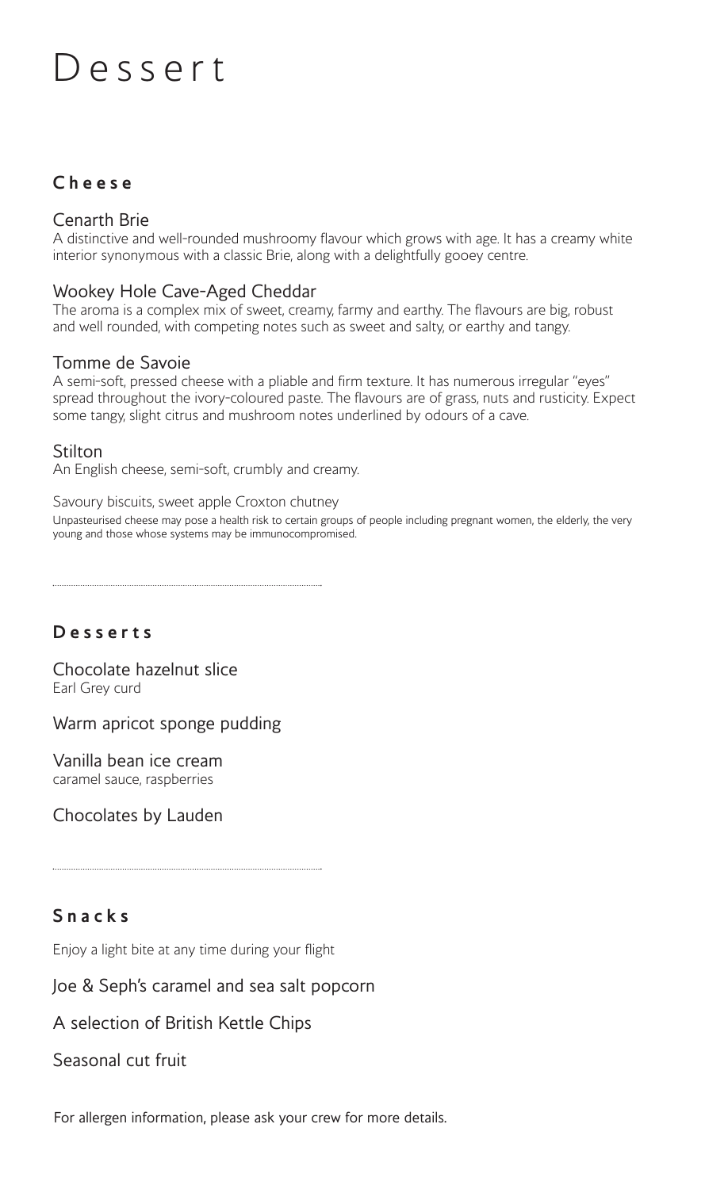# Dessert

## Cheese

### Cenarth Brie

A distinctive and well-rounded mushroomy flavour which grows with age. It has a creamy white interior synonymous with a classic Brie, along with a delightfully gooey centre.

### Wookey Hole Cave-Aged Cheddar

The aroma is a complex mix of sweet, creamy, farmy and earthy. The flavours are big, robust and well rounded, with competing notes such as sweet and salty, or earthy and tangy.

### Tomme de Savoie

A semi-soft, pressed cheese with a pliable and firm texture. It has numerous irregular "eyes" spread throughout the ivory-coloured paste. The flavours are of grass, nuts and rusticity. Expect some tangy, slight citrus and mushroom notes underlined by odours of a cave.

### Stilton

An English cheese, semi-soft, crumbly and creamy.

Savoury biscuits, sweet apple Croxton chutney

Unpasteurised cheese may pose a health risk to certain groups of people including pregnant women, the elderly, the very young and those whose systems may be immunocompromised.

---

## Desserts

### Chocolate hazelnut slice

Earl Grey curd

### Warm apricot sponge pudding

### Vanilla bean ice cream

caramel sauce, raspberries

### Chocolates by Lauden

---

## Snacks

Enjoy a light bite at any time during your flight

### Joe & Seph's caramel and sea salt popcorn

### A selection of British Kettle Chips

### Seasonal cut fruit

For allergen information, please ask your crew for more details.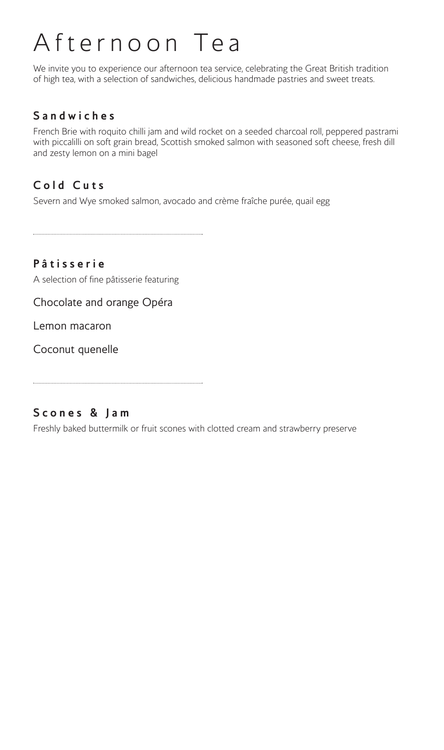# Afternoon Tea

We invite you to experience our afternoon tea service, celebrating the Great British tradition of high tea, with a selection of sandwiches, delicious handmade pastries and sweet treats.

## Sandwiches

French Brie with roquito chilli jam and wild rocket on a seeded charcoal roll, peppered pastrami with piccalilli on soft grain bread, Scottish smoked salmon with seasoned soft cheese, fresh dill and zesty lemon on a mini bagel

## Cold Cuts

Severn and Wye smoked salmon, avocado and crème fraîche purée, quail egg

---

## Pâtisserie

A selection of fine pâtisserie featuring

Chocolate and orange Opéra

Lemon macaron

Coconut quenelle

---

## Scones & Jam

Freshly baked buttermilk or fruit scones with clotted cream and strawberry preserve